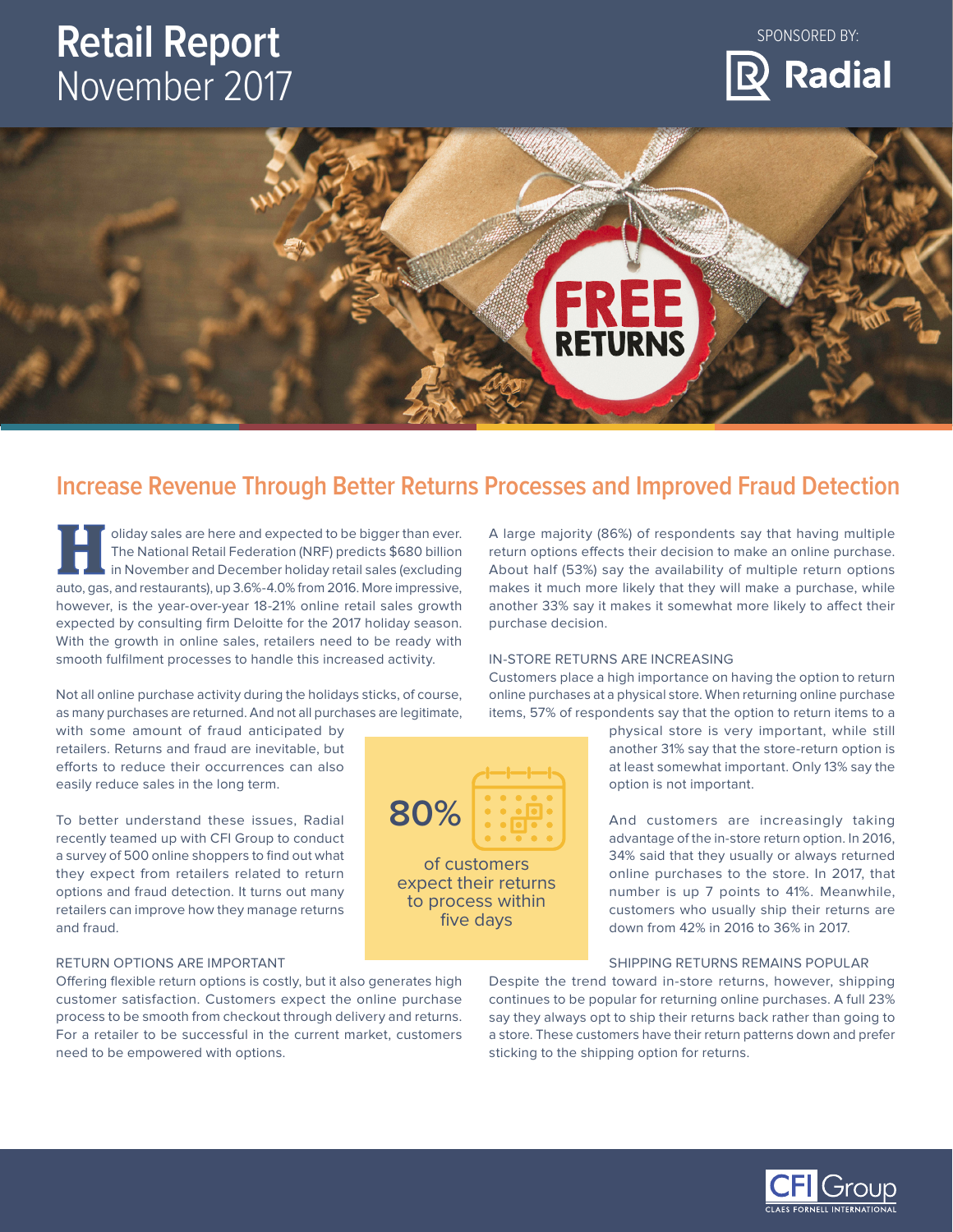# Retail Report
November 2017

SPONSORED BY: Radial

## Increase Revenue Through Better Returns Processes and Improved Fraud Detection

Holiday sales are here and expected to be bigger than ever. The National Retail Federation (NRF) predicts $680 billion in November and December holiday retail sales (excluding auto, gas, and restaurants), up 3.6%-4.0% from 2016. More impressive, however, is the year-over-year 18-21% online retail sales growth expected by consulting firm Deloitte for the 2017 holiday season. With the growth in online sales, retailers need to be ready with smooth fulfilment processes to handle this increased activity.

Not all online purchase activity during the holidays sticks, of course, as many purchases are returned. And not all purchases are legitimate, with some amount of fraud anticipated by retailers. Returns and fraud are inevitable, but efforts to reduce their occurrences can also easily reduce sales in the long term.

To better understand these issues, Radial recently teamed up with CFI Group to conduct a survey of 500 online shoppers to find out what they expect from retailers related to return options and fraud detection. It turns out many retailers can improve how they manage returns and fraud.

**80%** of customers expect their returns to process within five days

### RETURN OPTIONS ARE IMPORTANT

Offering flexible return options is costly, but it also generates high customer satisfaction. Customers expect the online purchase process to be smooth from checkout through delivery and returns. For a retailer to be successful in the current market, customers need to be empowered with options.

A large majority (86%) of respondents say that having multiple return options effects their decision to make an online purchase. About half (53%) say the availability of multiple return options makes it much more likely that they will make a purchase, while another 33% say it makes it somewhat more likely to affect their purchase decision.

### IN-STORE RETURNS ARE INCREASING

Customers place a high importance on having the option to return online purchases at a physical store. When returning online purchase items, 57% of respondents say that the option to return items to a physical store is very important, while still another 31% say that the store-return option is at least somewhat important. Only 13% say the option is not important.

And customers are increasingly taking advantage of the in-store return option. In 2016, 34% said that they usually or always returned online purchases to the store. In 2017, that number is up 7 points to 41%. Meanwhile, customers who usually ship their returns are down from 42% in 2016 to 36% in 2017.

### SHIPPING RETURNS REMAINS POPULAR

Despite the trend toward in-store returns, however, shipping continues to be popular for returning online purchases. A full 23% say they always opt to ship their returns back rather than going to a store. These customers have their return patterns down and prefer sticking to the shipping option for returns.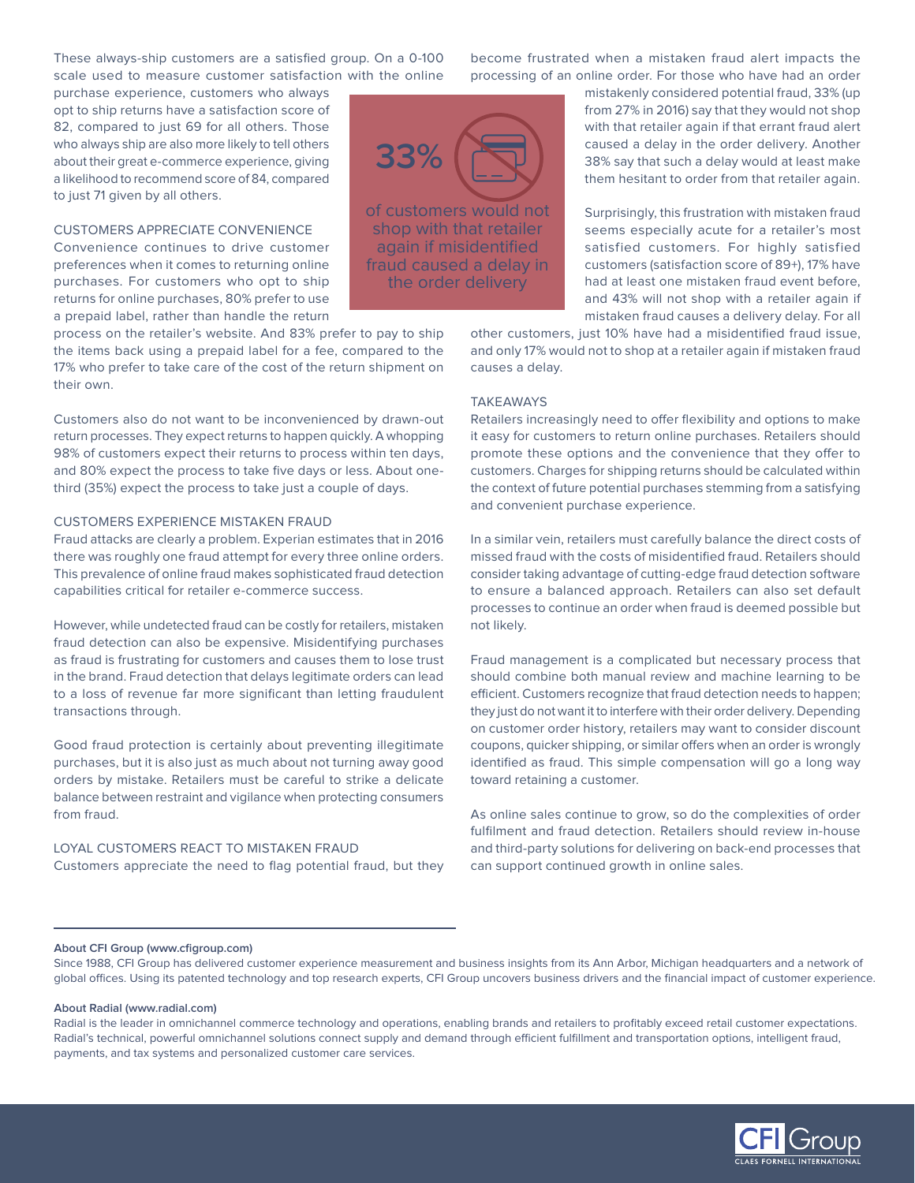These always-ship customers are a satisfied group. On a 0-100 scale used to measure customer satisfaction with the online purchase experience, customers who always opt to ship returns have a satisfaction score of 82, compared to just 69 for all others. Those who always ship are also more likely to tell others about their great e-commerce experience, giving a likelihood to recommend score of 84, compared to just 71 given by all others.

33%

of customers would not shop with that retailer again if misidentified fraud caused a delay in the order delivery

## CUSTOMERS APPRECIATE CONVENIENCE

Convenience continues to drive customer preferences when it comes to returning online purchases. For customers who opt to ship returns for online purchases, 80% prefer to use a prepaid label, rather than handle the return process on the retailer's website. And 83% prefer to pay to ship the items back using a prepaid label for a fee, compared to the 17% who prefer to take care of the cost of the return shipment on their own.

Customers also do not want to be inconvenienced by drawn-out return processes. They expect returns to happen quickly. A whopping 98% of customers expect their returns to process within ten days, and 80% expect the process to take five days or less. About one-third (35%) expect the process to take just a couple of days.

## CUSTOMERS EXPERIENCE MISTAKEN FRAUD

Fraud attacks are clearly a problem. Experian estimates that in 2016 there was roughly one fraud attempt for every three online orders. This prevalence of online fraud makes sophisticated fraud detection capabilities critical for retailer e-commerce success.

However, while undetected fraud can be costly for retailers, mistaken fraud detection can also be expensive. Misidentifying purchases as fraud is frustrating for customers and causes them to lose trust in the brand. Fraud detection that delays legitimate orders can lead to a loss of revenue far more significant than letting fraudulent transactions through.

Good fraud protection is certainly about preventing illegitimate purchases, but it is also just as much about not turning away good orders by mistake. Retailers must be careful to strike a delicate balance between restraint and vigilance when protecting consumers from fraud.

## LOYAL CUSTOMERS REACT TO MISTAKEN FRAUD

Customers appreciate the need to flag potential fraud, but they become frustrated when a mistaken fraud alert impacts the processing of an online order. For those who have had an order mistakenly considered potential fraud, 33% (up from 27% in 2016) say that they would not shop with that retailer again if that errant fraud alert caused a delay in the order delivery. Another 38% say that such a delay would at least make them hesitant to order from that retailer again.

Surprisingly, this frustration with mistaken fraud seems especially acute for a retailer's most satisfied customers. For highly satisfied customers (satisfaction score of 89+), 17% have had at least one mistaken fraud event before, and 43% will not shop with a retailer again if mistaken fraud causes a delivery delay. For all other customers, just 10% have had a misidentified fraud issue, and only 17% would not to shop at a retailer again if mistaken fraud causes a delay.

## TAKEAWAYS

Retailers increasingly need to offer flexibility and options to make it easy for customers to return online purchases. Retailers should promote these options and the convenience that they offer to customers. Charges for shipping returns should be calculated within the context of future potential purchases stemming from a satisfying and convenient purchase experience.

In a similar vein, retailers must carefully balance the direct costs of missed fraud with the costs of misidentified fraud. Retailers should consider taking advantage of cutting-edge fraud detection software to ensure a balanced approach. Retailers can also set default processes to continue an order when fraud is deemed possible but not likely.

Fraud management is a complicated but necessary process that should combine both manual review and machine learning to be efficient. Customers recognize that fraud detection needs to happen; they just do not want it to interfere with their order delivery. Depending on customer order history, retailers may want to consider discount coupons, quicker shipping, or similar offers when an order is wrongly identified as fraud. This simple compensation will go a long way toward retaining a customer.

As online sales continue to grow, so do the complexities of order fulfilment and fraud detection. Retailers should review in-house and third-party solutions for delivering on back-end processes that can support continued growth in online sales.

---

**About CFI Group (www.cfigroup.com)**

Since 1988, CFI Group has delivered customer experience measurement and business insights from its Ann Arbor, Michigan headquarters and a network of global offices. Using its patented technology and top research experts, CFI Group uncovers business drivers and the financial impact of customer experience.

**About Radial (www.radial.com)**

Radial is the leader in omnichannel commerce technology and operations, enabling brands and retailers to profitably exceed retail customer expectations. Radial's technical, powerful omnichannel solutions connect supply and demand through efficient fulfillment and transportation options, intelligent fraud, payments, and tax systems and personalized customer care services.

CFI Group
CLAES FORNELL INTERNATIONAL